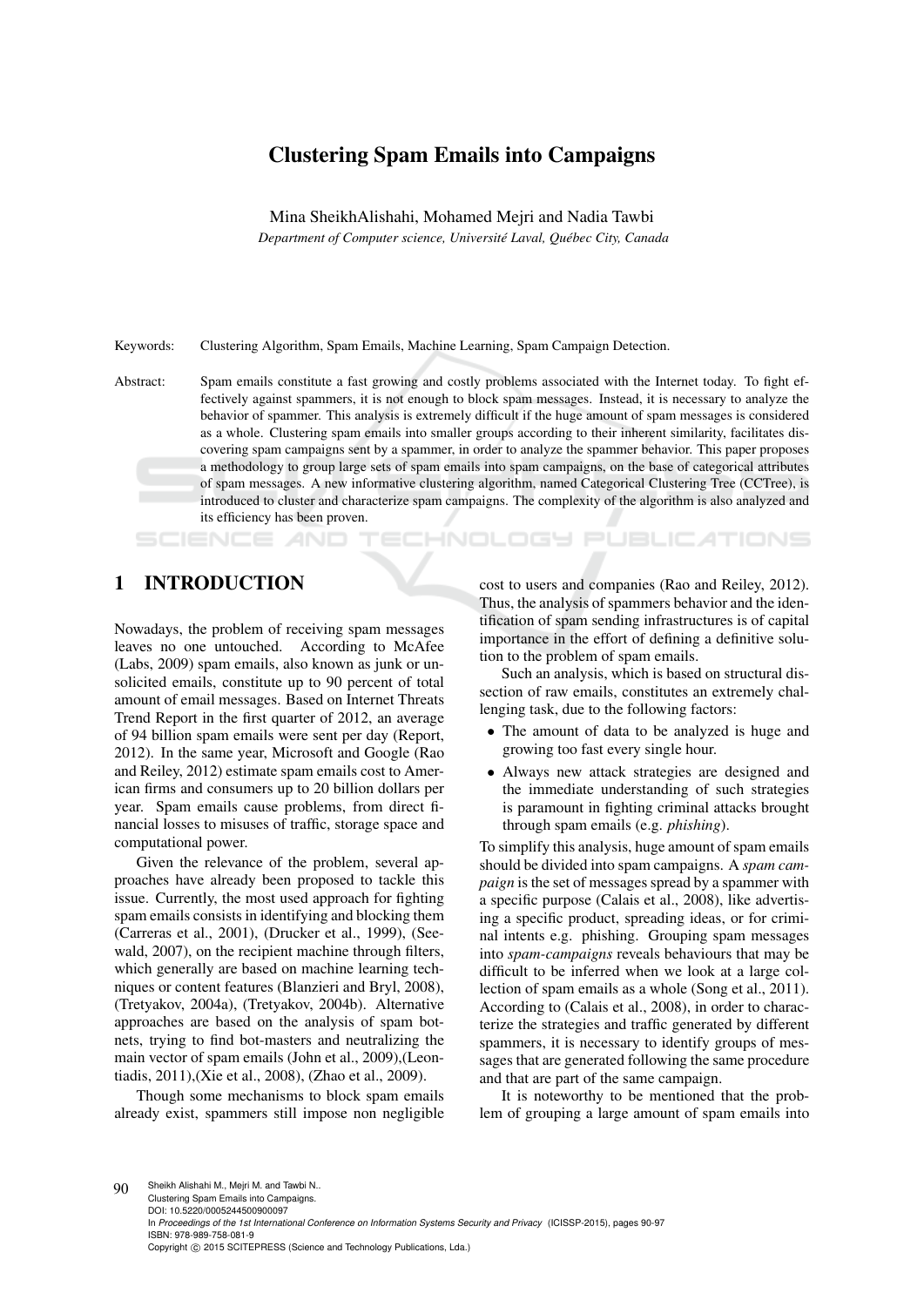# Clustering Spam Emails into Campaigns

Mina SheikhAlishahi, Mohamed Mejri and Nadia Tawbi

*Department of Computer science, Université Laval, Québec City, Canada*

Keywords: Clustering Algorithm, Spam Emails, Machine Learning, Spam Campaign Detection.

Abstract: Spam emails constitute a fast growing and costly problems associated with the Internet today. To fight effectively against spammers, it is not enough to block spam messages. Instead, it is necessary to analyze the behavior of spammer. This analysis is extremely difficult if the huge amount of spam messages is considered as a whole. Clustering spam emails into smaller groups according to their inherent similarity, facilitates discovering spam campaigns sent by a spammer, in order to analyze the spammer behavior. This paper proposes a methodology to group large sets of spam emails into spam campaigns, on the base of categorical attributes of spam messages. A new informative clustering algorithm, named Categorical Clustering Tree (CCTree), is introduced to cluster and characterize spam campaigns. The complexity of the algorithm is also analyzed and its efficiency has been proven.

## 1 INTRODUCTION

Nowadays, the problem of receiving spam messages leaves no one untouched. According to McAfee (Labs, 2009) spam emails, also known as junk or unsolicited emails, constitute up to 90 percent of total amount of email messages. Based on Internet Threats Trend Report in the first quarter of 2012, an average of 94 billion spam emails were sent per day (Report, 2012). In the same year, Microsoft and Google (Rao and Reiley, 2012) estimate spam emails cost to American firms and consumers up to 20 billion dollars per year. Spam emails cause problems, from direct financial losses to misuses of traffic, storage space and computational power.

Given the relevance of the problem, several approaches have already been proposed to tackle this issue. Currently, the most used approach for fighting spam emails consists in identifying and blocking them (Carreras et al., 2001), (Drucker et al., 1999), (Seewald, 2007), on the recipient machine through filters, which generally are based on machine learning techniques or content features (Blanzieri and Bryl, 2008), (Tretyakov, 2004a), (Tretyakov, 2004b). Alternative approaches are based on the analysis of spam botnets, trying to find bot-masters and neutralizing the main vector of spam emails (John et al., 2009),(Leontiadis, 2011),(Xie et al., 2008), (Zhao et al., 2009).

Though some mechanisms to block spam emails already exist, spammers still impose non negligible cost to users and companies (Rao and Reiley, 2012). Thus, the analysis of spammers behavior and the identification of spam sending infrastructures is of capital importance in the effort of defining a definitive solution to the problem of spam emails.

Such an analysis, which is based on structural dissection of raw emails, constitutes an extremely challenging task, due to the following factors:

- The amount of data to be analyzed is huge and growing too fast every single hour.
- Always new attack strategies are designed and the immediate understanding of such strategies is paramount in fighting criminal attacks brought through spam emails (e.g. *phishing*).

To simplify this analysis, huge amount of spam emails should be divided into spam campaigns. A *spam campaign* is the set of messages spread by a spammer with a specific purpose (Calais et al., 2008), like advertising a specific product, spreading ideas, or for criminal intents e.g. phishing. Grouping spam messages into *spam-campaigns* reveals behaviours that may be difficult to be inferred when we look at a large collection of spam emails as a whole (Song et al., 2011). According to (Calais et al., 2008), in order to characterize the strategies and traffic generated by different spammers, it is necessary to identify groups of messages that are generated following the same procedure and that are part of the same campaign.

It is noteworthy to be mentioned that the problem of grouping a large amount of spam emails into

Sheikh Alishahi M., Mejri M. and Tawbi N..
Clustering Spam Emails into Campaigns.
DOI: 10.5220/0005244500900097
In *Proceedings of the 1st International Conference on Information Systems Security and Privacy* (ICISSP-2015), pages 90-97
ISBN: 978-989-758-081-9
Copyright © 2015 SCITEPRESS (Science and Technology Publications, Lda.)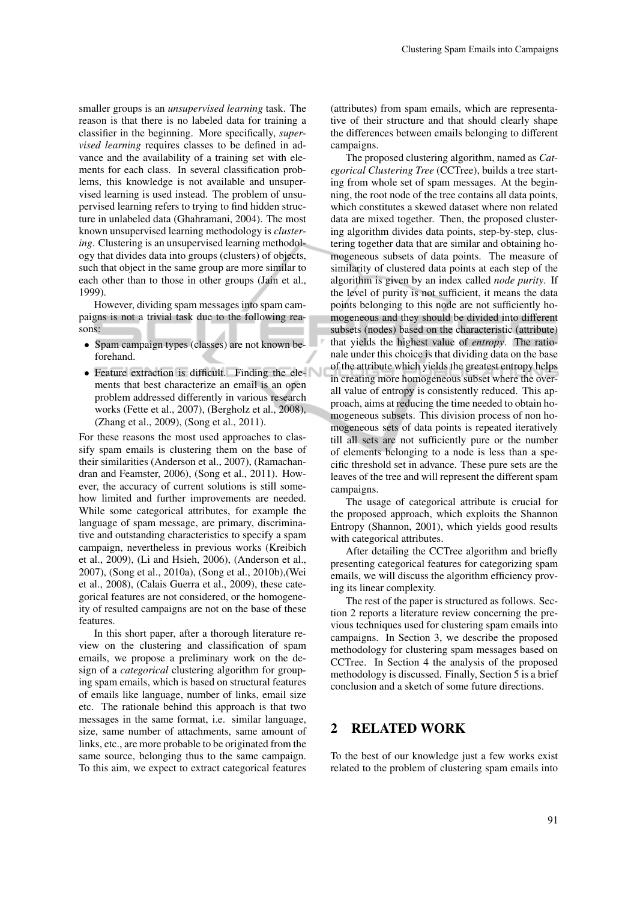smaller groups is an *unsupervised learning* task. The reason is that there is no labeled data for training a classifier in the beginning. More specifically, *supervised learning* requires classes to be defined in advance and the availability of a training set with elements for each class. In several classification problems, this knowledge is not available and unsupervised learning is used instead. The problem of unsupervised learning refers to trying to find hidden structure in unlabeled data (Ghahramani, 2004). The most known unsupervised learning methodology is *clustering*. Clustering is an unsupervised learning methodology that divides data into groups (clusters) of objects, such that object in the same group are more similar to each other than to those in other groups (Jain et al., 1999).

However, dividing spam messages into spam campaigns is not a trivial task due to the following reasons:

- Spam campaign types (classes) are not known beforehand.
- Feature extraction is difficult. Finding the elements that best characterize an email is an open problem addressed differently in various research works (Fette et al., 2007), (Bergholz et al., 2008), (Zhang et al., 2009), (Song et al., 2011).

For these reasons the most used approaches to classify spam emails is clustering them on the base of their similarities (Anderson et al., 2007), (Ramachandran and Feamster, 2006), (Song et al., 2011). However, the accuracy of current solutions is still somehow limited and further improvements are needed. While some categorical attributes, for example the language of spam message, are primary, discriminative and outstanding characteristics to specify a spam campaign, nevertheless in previous works (Kreibich et al., 2009), (Li and Hsieh, 2006), (Anderson et al., 2007), (Song et al., 2010a), (Song et al., 2010b),(Wei et al., 2008), (Calais Guerra et al., 2009), these categorical features are not considered, or the homogeneity of resulted campaigns are not on the base of these features.

In this short paper, after a thorough literature review on the clustering and classification of spam emails, we propose a preliminary work on the design of a *categorical* clustering algorithm for grouping spam emails, which is based on structural features of emails like language, number of links, email size etc. The rationale behind this approach is that two messages in the same format, i.e. similar language, size, same number of attachments, same amount of links, etc., are more probable to be originated from the same source, belonging thus to the same campaign. To this aim, we expect to extract categorical features (attributes) from spam emails, which are representative of their structure and that should clearly shape the differences between emails belonging to different campaigns.

The proposed clustering algorithm, named as *Categorical Clustering Tree* (CCTree), builds a tree starting from whole set of spam messages. At the beginning, the root node of the tree contains all data points, which constitutes a skewed dataset where non related data are mixed together. Then, the proposed clustering algorithm divides data points, step-by-step, clustering together data that are similar and obtaining homogeneous subsets of data points. The measure of similarity of clustered data points at each step of the algorithm is given by an index called *node purity*. If the level of purity is not sufficient, it means the data points belonging to this node are not sufficiently homogeneous and they should be divided into different subsets (nodes) based on the characteristic (attribute) that yields the highest value of *entropy*. The rationale under this choice is that dividing data on the base of the attribute which yields the greatest entropy helps in creating more homogeneous subset where the overall value of entropy is consistently reduced. This approach, aims at reducing the time needed to obtain homogeneous subsets. This division process of non homogeneous sets of data points is repeated iteratively till all sets are not sufficiently pure or the number of elements belonging to a node is less than a specific threshold set in advance. These pure sets are the leaves of the tree and will represent the different spam campaigns.

The usage of categorical attribute is crucial for the proposed approach, which exploits the Shannon Entropy (Shannon, 2001), which yields good results with categorical attributes.

After detailing the CCTree algorithm and briefly presenting categorical features for categorizing spam emails, we will discuss the algorithm efficiency proving its linear complexity.

The rest of the paper is structured as follows. Section 2 reports a literature review concerning the previous techniques used for clustering spam emails into campaigns. In Section 3, we describe the proposed methodology for clustering spam messages based on CCTree. In Section 4 the analysis of the proposed methodology is discussed. Finally, Section 5 is a brief conclusion and a sketch of some future directions.

## 2 RELATED WORK

To the best of our knowledge just a few works exist related to the problem of clustering spam emails into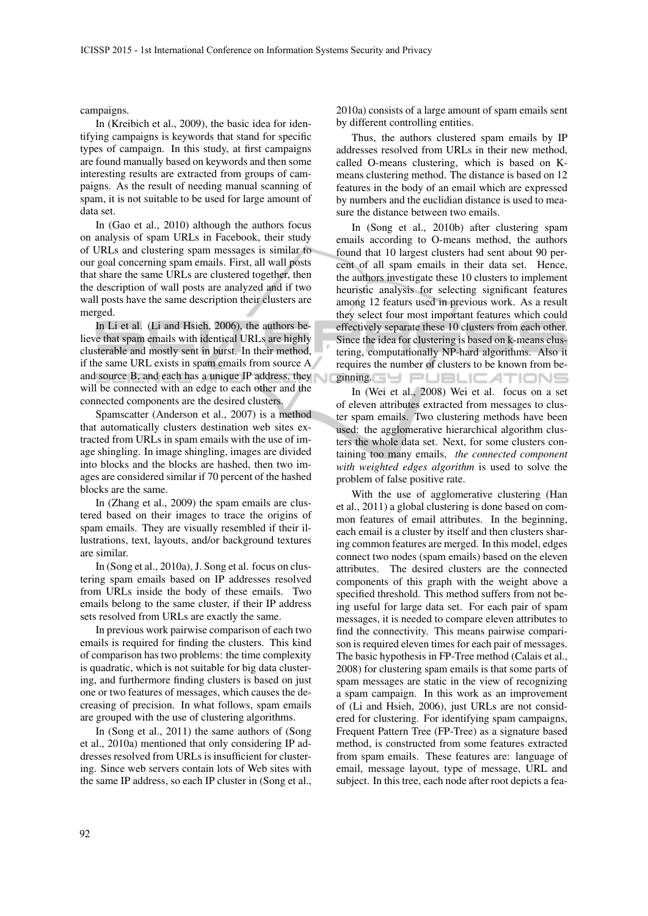campaigns.

In (Kreibich et al., 2009), the basic idea for identifying campaigns is keywords that stand for specific types of campaign. In this study, at first campaigns are found manually based on keywords and then some interesting results are extracted from groups of campaigns. As the result of needing manual scanning of spam, it is not suitable to be used for large amount of data set.

In (Gao et al., 2010) although the authors focus on analysis of spam URLs in Facebook, their study of URLs and clustering spam messages is similar to our goal concerning spam emails. First, all wall posts that share the same URLs are clustered together, then the description of wall posts are analyzed and if two wall posts have the same description their clusters are merged.

In Li et al. (Li and Hsieh, 2006), the authors believe that spam emails with identical URLs are highly clusterable and mostly sent in burst. In their method, if the same URL exists in spam emails from source A and source B, and each has a unique IP address, they will be connected with an edge to each other and the connected components are the desired clusters.

Spamscatter (Anderson et al., 2007) is a method that automatically clusters destination web sites extracted from URLs in spam emails with the use of image shingling. In image shingling, images are divided into blocks and the blocks are hashed, then two images are considered similar if 70 percent of the hashed blocks are the same.

In (Zhang et al., 2009) the spam emails are clustered based on their images to trace the origins of spam emails. They are visually resembled if their illustrations, text, layouts, and/or background textures are similar.

In (Song et al., 2010a), J. Song et al. focus on clustering spam emails based on IP addresses resolved from URLs inside the body of these emails. Two emails belong to the same cluster, if their IP address sets resolved from URLs are exactly the same.

In previous work pairwise comparison of each two emails is required for finding the clusters. This kind of comparison has two problems: the time complexity is quadratic, which is not suitable for big data clustering, and furthermore finding clusters is based on just one or two features of messages, which causes the decreasing of precision. In what follows, spam emails are grouped with the use of clustering algorithms.

In (Song et al., 2011) the same authors of (Song et al., 2010a) mentioned that only considering IP addresses resolved from URLs is insufficient for clustering. Since web servers contain lots of Web sites with the same IP address, so each IP cluster in (Song et al., 2010a) consists of a large amount of spam emails sent by different controlling entities.

Thus, the authors clustered spam emails by IP addresses resolved from URLs in their new method, called O-means clustering, which is based on K-means clustering method. The distance is based on 12 features in the body of an email which are expressed by numbers and the euclidian distance is used to measure the distance between two emails.

In (Song et al., 2010b) after clustering spam emails according to O-means method, the authors found that 10 largest clusters had sent about 90 percent of all spam emails in their data set. Hence, the authors investigate these 10 clusters to implement heuristic analysis for selecting significant features among 12 featurs used in previous work. As a result they select four most important features which could effectively separate these 10 clusters from each other. Since the idea for clustering is based on k-means clustering, computationally NP-hard algorithms. Also it requires the number of clusters to be known from beginning.

In (Wei et al., 2008) Wei et al. focus on a set of eleven attributes extracted from messages to cluster spam emails. Two clustering methods have been used: the agglomerative hierarchical algorithm clusters the whole data set. Next, for some clusters containing too many emails, *the connected component with weighted edges algorithm* is used to solve the problem of false positive rate.

With the use of agglomerative clustering (Han et al., 2011) a global clustering is done based on common features of email attributes. In the beginning, each email is a cluster by itself and then clusters sharing common features are merged. In this model, edges connect two nodes (spam emails) based on the eleven attributes. The desired clusters are the connected components of this graph with the weight above a specified threshold. This method suffers from not being useful for large data set. For each pair of spam messages, it is needed to compare eleven attributes to find the connectivity. This means pairwise comparison is required eleven times for each pair of messages. The basic hypothesis in FP-Tree method (Calais et al., 2008) for clustering spam emails is that some parts of spam messages are static in the view of recognizing a spam campaign. In this work as an improvement of (Li and Hsieh, 2006), just URLs are not considered for clustering. For identifying spam campaigns, Frequent Pattern Tree (FP-Tree) as a signature based method, is constructed from some features extracted from spam emails. These features are: language of email, message layout, type of message, URL and subject. In this tree, each node after root depicts a fea-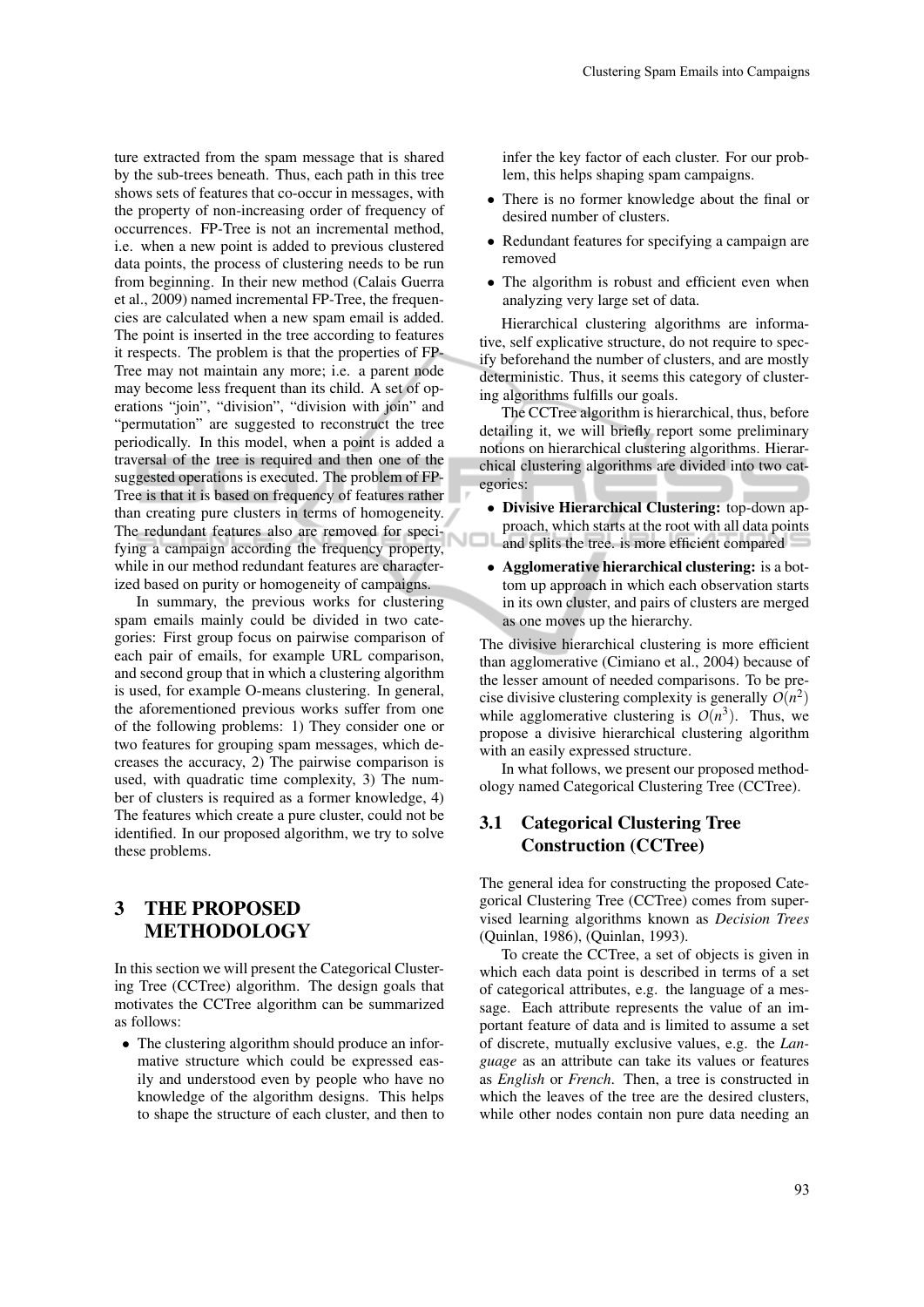ture extracted from the spam message that is shared by the sub-trees beneath. Thus, each path in this tree shows sets of features that co-occur in messages, with the property of non-increasing order of frequency of occurrences. FP-Tree is not an incremental method, i.e. when a new point is added to previous clustered data points, the process of clustering needs to be run from beginning. In their new method (Calais Guerra et al., 2009) named incremental FP-Tree, the frequencies are calculated when a new spam email is added. The point is inserted in the tree according to features it respects. The problem is that the properties of FP-Tree may not maintain any more; i.e. a parent node may become less frequent than its child. A set of operations "join", "division", "division with join" and "permutation" are suggested to reconstruct the tree periodically. In this model, when a point is added a traversal of the tree is required and then one of the suggested operations is executed. The problem of FP-Tree is that it is based on frequency of features rather than creating pure clusters in terms of homogeneity. The redundant features also are removed for specifying a campaign according the frequency property, while in our method redundant features are characterized based on purity or homogeneity of campaigns.

In summary, the previous works for clustering spam emails mainly could be divided in two categories: First group focus on pairwise comparison of each pair of emails, for example URL comparison, and second group that in which a clustering algorithm is used, for example O-means clustering. In general, the aforementioned previous works suffer from one of the following problems: 1) They consider one or two features for grouping spam messages, which decreases the accuracy, 2) The pairwise comparison is used, with quadratic time complexity, 3) The number of clusters is required as a former knowledge, 4) The features which create a pure cluster, could not be identified. In our proposed algorithm, we try to solve these problems.

# 3 THE PROPOSED METHODOLOGY

In this section we will present the Categorical Clustering Tree (CCTree) algorithm. The design goals that motivates the CCTree algorithm can be summarized as follows:

- The clustering algorithm should produce an informative structure which could be expressed easily and understood even by people who have no knowledge of the algorithm designs. This helps to shape the structure of each cluster, and then to infer the key factor of each cluster. For our problem, this helps shaping spam campaigns.
- There is no former knowledge about the final or desired number of clusters.
- Redundant features for specifying a campaign are removed
- The algorithm is robust and efficient even when analyzing very large set of data.

Hierarchical clustering algorithms are informative, self explicative structure, do not require to specify beforehand the number of clusters, and are mostly deterministic. Thus, it seems this category of clustering algorithms fulfills our goals.

The CCTree algorithm is hierarchical, thus, before detailing it, we will briefly report some preliminary notions on hierarchical clustering algorithms. Hierarchical clustering algorithms are divided into two categories:

- **Divisive Hierarchical Clustering:** top-down approach, which starts at the root with all data points and splits the tree. is more efficient compared
- **Agglomerative hierarchical clustering:** is a bottom up approach in which each observation starts in its own cluster, and pairs of clusters are merged as one moves up the hierarchy.

The divisive hierarchical clustering is more efficient than agglomerative (Cimiano et al., 2004) because of the lesser amount of needed comparisons. To be precise divisive clustering complexity is generally $O(n^2)$ while agglomerative clustering is $O(n^3)$. Thus, we propose a divisive hierarchical clustering algorithm with an easily expressed structure.

In what follows, we present our proposed methodology named Categorical Clustering Tree (CCTree).

## 3.1 Categorical Clustering Tree Construction (CCTree)

The general idea for constructing the proposed Categorical Clustering Tree (CCTree) comes from supervised learning algorithms known as *Decision Trees* (Quinlan, 1986), (Quinlan, 1993).

To create the CCTree, a set of objects is given in which each data point is described in terms of a set of categorical attributes, e.g. the language of a message. Each attribute represents the value of an important feature of data and is limited to assume a set of discrete, mutually exclusive values, e.g. the *Language* as an attribute can take its values or features as *English* or *French*. Then, a tree is constructed in which the leaves of the tree are the desired clusters, while other nodes contain non pure data needing an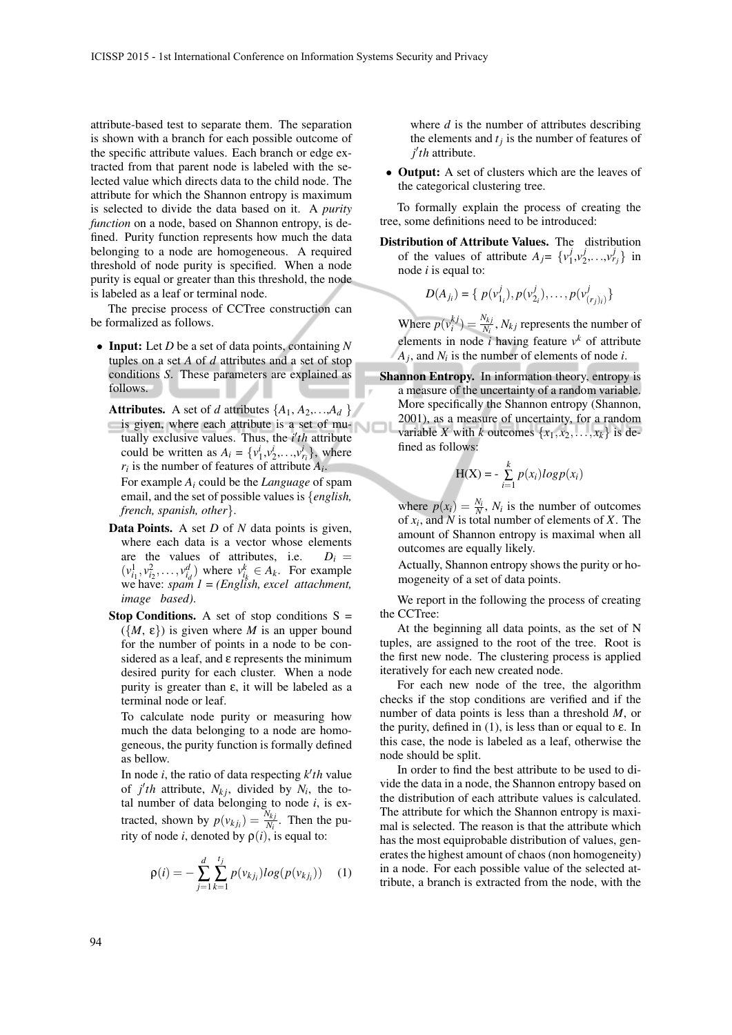attribute-based test to separate them. The separation is shown with a branch for each possible outcome of the specific attribute values. Each branch or edge extracted from that parent node is labeled with the selected value which directs data to the child node. The attribute for which the Shannon entropy is maximum is selected to divide the data based on it. A *purity function* on a node, based on Shannon entropy, is defined. Purity function represents how much the data belonging to a node are homogeneous. A required threshold of node purity is specified. When a node purity is equal or greater than this threshold, the node is labeled as a leaf or terminal node.

The precise process of CCTree construction can be formalized as follows.

- **Input:** Let $D$ be a set of data points, containing $N$ tuples on a set $A$ of $d$ attributes and a set of stop conditions $S$. These parameters are explained as follows.

  **Attributes.** A set of $d$ attributes $\{A_1, A_2, \ldots, A_d\}$ is given, where each attribute is a set of mutually exclusive values. Thus, the $i'th$ attribute could be written as $A_i = \{v_1^i, v_2^i, \ldots, v_{r_i}^i\}$, where $r_i$ is the number of features of attribute $A_i$.

  For example $A_i$ could be the *Language* of spam email, and the set of possible values is {*english, french, spanish, other*}.

  **Data Points.** A set $D$ of $N$ data points is given, where each data is a vector whose elements are the values of attributes, i.e. $D_i = (v_{i_1}^1, v_{i_2}^2, \ldots, v_{i_d}^d)$ where $v_{i_k}^k \in A_k$. For example we have: *spam 1 = (English, excel attachment, image based)*.

  **Stop Conditions.** A set of stop conditions S = ($\{M, \varepsilon\}$) is given where $M$ is an upper bound for the number of points in a node to be considered as a leaf, and $\varepsilon$ represents the minimum desired purity for each cluster. When a node purity is greater than $\varepsilon$, it will be labeled as a terminal node or leaf.

  To calculate node purity or measuring how much the data belonging to a node are homogeneous, the purity function is formally defined as bellow.

  In node $i$, the ratio of data respecting $k'th$ value of $j'th$ attribute, $N_{kj}$, divided by $N_i$, the total number of data belonging to node $i$, is extracted, shown by $p(v_{kj_i}) = \frac{N_{kj}}{N_i}$. Then the purity of node $i$, denoted by $\rho(i)$, is equal to:

  $$\rho(i) = -\sum_{j=1}^{d}\sum_{k=1}^{t_j} p(v_{kj_i}) log(p(v_{kj_i})) \quad (1)$$

  where $d$ is the number of attributes describing the elements and $t_j$ is the number of features of $j'th$ attribute.

- **Output:** A set of clusters which are the leaves of the categorical clustering tree.

To formally explain the process of creating the tree, some definitions need to be introduced:

**Distribution of Attribute Values.** The distribution of the values of attribute $A_j = \{v_1^j, v_2^j, \ldots, v_{r_j}^j\}$ in node $i$ is equal to:

$$D(A_{j_i}) = \{\, p(v_{1_i}^j), p(v_{2_i}^j), \ldots, p(v_{(r_j)_i}^j)\}$$

Where $p(v_i^{kj}) = \frac{N_{kj}}{N_i}$, $N_{kj}$ represents the number of elements in node $i$ having feature $v^k$ of attribute $A_j$, and $N_i$ is the number of elements of node $i$.

**Shannon Entropy.** In information theory, entropy is a measure of the uncertainty of a random variable. More specifically the Shannon entropy (Shannon, 2001), as a measure of uncertainty, for a random variable $X$ with $k$ outcomes $\{x_1, x_2, \ldots, x_k\}$ is defined as follows:

$$\text{H(X)} = -\sum_{i=1}^{k} p(x_i) log p(x_i)$$

where $p(x_i) = \frac{N_i}{N}$, $N_i$ is the number of outcomes of $x_i$, and $N$ is total number of elements of $X$. The amount of Shannon entropy is maximal when all outcomes are equally likely.

Actually, Shannon entropy shows the purity or homogeneity of a set of data points.

We report in the following the process of creating the CCTree:

At the beginning all data points, as the set of N tuples, are assigned to the root of the tree. Root is the first new node. The clustering process is applied iteratively for each new created node.

For each new node of the tree, the algorithm checks if the stop conditions are verified and if the number of data points is less than a threshold $M$, or the purity, defined in (1), is less than or equal to $\varepsilon$. In this case, the node is labeled as a leaf, otherwise the node should be split.

In order to find the best attribute to be used to divide the data in a node, the Shannon entropy based on the distribution of each attribute values is calculated. The attribute for which the Shannon entropy is maximal is selected. The reason is that the attribute which has the most equiprobable distribution of values, generates the highest amount of chaos (non homogeneity) in a node. For each possible value of the selected attribute, a branch is extracted from the node, with the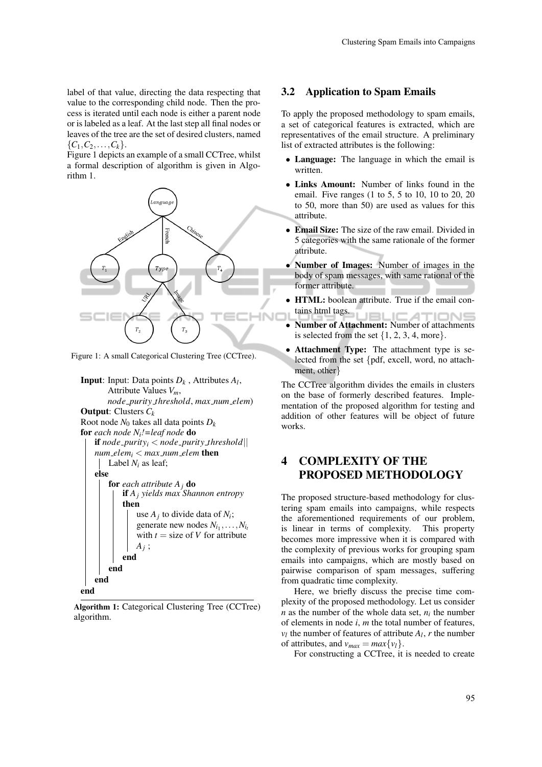label of that value, directing the data respecting that value to the corresponding child node. Then the process is iterated until each node is either a parent node or is labeled as a leaf. At the last step all final nodes or leaves of the tree are the set of desired clusters, named $\{C_1, C_2, \ldots, C_k\}$.

Figure 1 depicts an example of a small CCTree, whilst a formal description of algorithm is given in Algorithm 1.

Figure 1: A small Categorical Clustering Tree (CCTree).

```
Input: Input: Data points D_k , Attributes A_l,
       Attribute Values V_m,
       node_purity_threshold, max_num_elem)
Output: Clusters C_k
Root node N_0 takes all data points D_k
for each node N_i!=leaf node do
    if node_purity_i < node_purity_threshold ||
    num_elem_i < max_num_elem then
        Label N_i as leaf;
    else
        for each attribute A_j do
            if A_j yields max Shannon entropy
            then
                use A_j to divide data of N_i;
                generate new nodes N_i1, ..., N_it
                with t = size of V for attribute
                A_j ;
            end
        end
    end
end
```

**Algorithm 1:** Categorical Clustering Tree (CCTree) algorithm.

## 3.2 Application to Spam Emails

To apply the proposed methodology to spam emails, a set of categorical features is extracted, which are representatives of the email structure. A preliminary list of extracted attributes is the following:

- **Language:** The language in which the email is written.
- **Links Amount:** Number of links found in the email. Five ranges (1 to 5, 5 to 10, 10 to 20, 20 to 50, more than 50) are used as values for this attribute.
- **Email Size:** The size of the raw email. Divided in 5 categories with the same rationale of the former attribute.
- **Number of Images:** Number of images in the body of spam messages, with same rational of the former attribute.
- **HTML:** boolean attribute. True if the email contains html tags.
- **Number of Attachment:** Number of attachments is selected from the set {1, 2, 3, 4, more}.
- **Attachment Type:** The attachment type is selected from the set {pdf, excell, word, no attachment, other}

The CCTree algorithm divides the emails in clusters on the base of formerly described features. Implementation of the proposed algorithm for testing and addition of other features will be object of future works.

# 4 COMPLEXITY OF THE PROPOSED METHODOLOGY

The proposed structure-based methodology for clustering spam emails into campaigns, while respects the aforementioned requirements of our problem, is linear in terms of complexity. This property becomes more impressive when it is compared with the complexity of previous works for grouping spam emails into campaigns, which are mostly based on pairwise comparison of spam messages, suffering from quadratic time complexity.

Here, we briefly discuss the precise time complexity of the proposed methodology. Let us consider $n$ as the number of the whole data set, $n_i$ the number of elements in node $i$, $m$ the total number of features, $v_l$ the number of features of attribute $A_l$, $r$ the number of attributes, and $v_{max} = max\{v_l\}$.

For constructing a CCTree, it is needed to create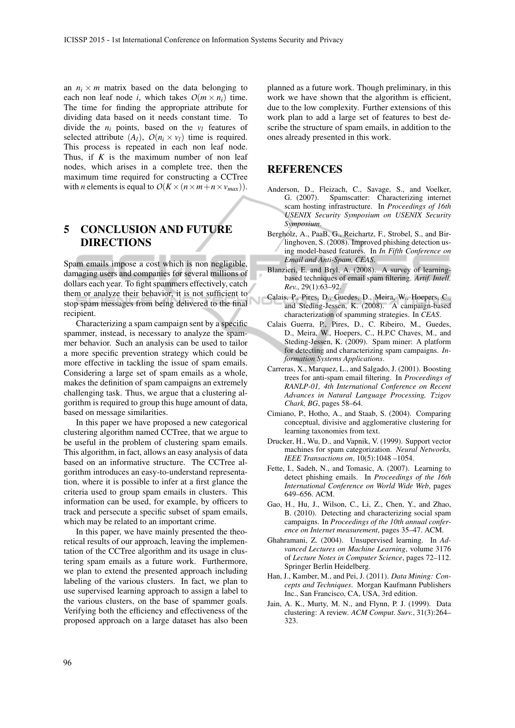an $n_i \times m$ matrix based on the data belonging to each non leaf node $i$, which takes $O(m \times n_i)$ time. The time for finding the appropriate attribute for dividing data based on it needs constant time. To divide the $n_i$ points, based on the $v_l$ features of selected attribute $(A_l)$, $O(n_i \times v_l)$ time is required. This process is repeated in each non leaf node. Thus, if $K$ is the maximum number of non leaf nodes, which arises in a complete tree, then the maximum time required for constructing a CCTree with $n$ elements is equal to $O(K \times (n \times m + n \times v_{max}))$.

## 5 CONCLUSION AND FUTURE DIRECTIONS

Spam emails impose a cost which is non negligible, damaging users and companies for several millions of dollars each year. To fight spammers effectively, catch them or analyze their behavior, it is not sufficient to stop spam messages from being delivered to the final recipient.

Characterizing a spam campaign sent by a specific spammer, instead, is necessary to analyze the spammer behavior. Such an analysis can be used to tailor a more specific prevention strategy which could be more effective in tackling the issue of spam emails. Considering a large set of spam emails as a whole, makes the definition of spam campaigns an extremely challenging task. Thus, we argue that a clustering algorithm is required to group this huge amount of data, based on message similarities.

In this paper we have proposed a new categorical clustering algorithm named CCTree, that we argue to be useful in the problem of clustering spam emails. This algorithm, in fact, allows an easy analysis of data based on an informative structure. The CCTree algorithm introduces an easy-to-understand representation, where it is possible to infer at a first glance the criteria used to group spam emails in clusters. This information can be used, for example, by officers to track and persecute a specific subset of spam emails, which may be related to an important crime.

In this paper, we have mainly presented the theoretical results of our approach, leaving the implementation of the CCTree algorithm and its usage in clustering spam emails as a future work. Furthermore, we plan to extend the presented approach including labeling of the various clusters. In fact, we plan to use supervised learning approach to assign a label to the various clusters, on the base of spammer goals. Verifying both the efficiency and effectiveness of the proposed approach on a large dataset has also been planned as a future work. Though preliminary, in this work we have shown that the algorithm is efficient, due to the low complexity. Further extensions of this work plan to add a large set of features to best describe the structure of spam emails, in addition to the ones already presented in this work.

## REFERENCES

Anderson, D., Fleizach, C., Savage, S., and Voelker, G. (2007). Spamscatter: Characterizing internet scam hosting infrastructure. In *Proceedings of 16th USENIX Security Symposium on USENIX Security Symposium*.

Bergholz, A., PaaB, G., Reichartz, F., Strobel, S., and Birlinghoven, S. (2008). Improved phishing detection using model-based features. In *In Fifth Conference on Email and Anti-Spam, CEAS*.

Blanzieri, E. and Bryl, A. (2008). A survey of learning-based techniques of email spam filtering. *Artif. Intell. Rev.*, 29(1):63–92.

Calais, P., Pires, D., Guedes, D., Meira, W., Hoepers, C., and Steding-Jessen, K. (2008). A campaign-based characterization of spamming strategies. In *CEAS*.

Calais Guerra, P., Pires, D., C. Ribeiro, M., Guedes, D., Meira, W., Hoepers, C., H.P.C Chaves, M., and Steding-Jessen, K. (2009). Spam miner: A platform for detecting and characterizing spam campaigns. *Information Systems Applications*.

Carreras, X., Marquez, L., and Salgado, J. (2001). Boosting trees for anti-spam email filtering. In *Proceedings of RANLP-01, 4th International Conference on Recent Advances in Natural Language Processing, Tzigov Chark, BG*, pages 58–64.

Cimiano, P., Hotho, A., and Staab, S. (2004). Comparing conceptual, divisive and agglomerative clustering for learning taxonomies from text.

Drucker, H., Wu, D., and Vapnik, V. (1999). Support vector machines for spam categorization. *Neural Networks, IEEE Transactions on*, 10(5):1048 –1054.

Fette, I., Sadeh, N., and Tomasic, A. (2007). Learning to detect phishing emails. In *Proceedings of the 16th International Conference on World Wide Web*, pages 649–656. ACM.

Gao, H., Hu, J., Wilson, C., Li, Z., Chen, Y., and Zhao, B. (2010). Detecting and characterizing social spam campaigns. In *Proceedings of the 10th annual conference on Internet measurement*, pages 35–47. ACM.

Ghahramani, Z. (2004). Unsupervised learning. In *Advanced Lectures on Machine Learning*, volume 3176 of *Lecture Notes in Computer Science*, pages 72–112. Springer Berlin Heidelberg.

Han, J., Kamber, M., and Pei, J. (2011). *Data Mining: Concepts and Techniques*. Morgan Kaufmann Publishers Inc., San Francisco, CA, USA, 3rd edition.

Jain, A. K., Murty, M. N., and Flynn, P. J. (1999). Data clustering: A review. *ACM Comput. Surv.*, 31(3):264–323.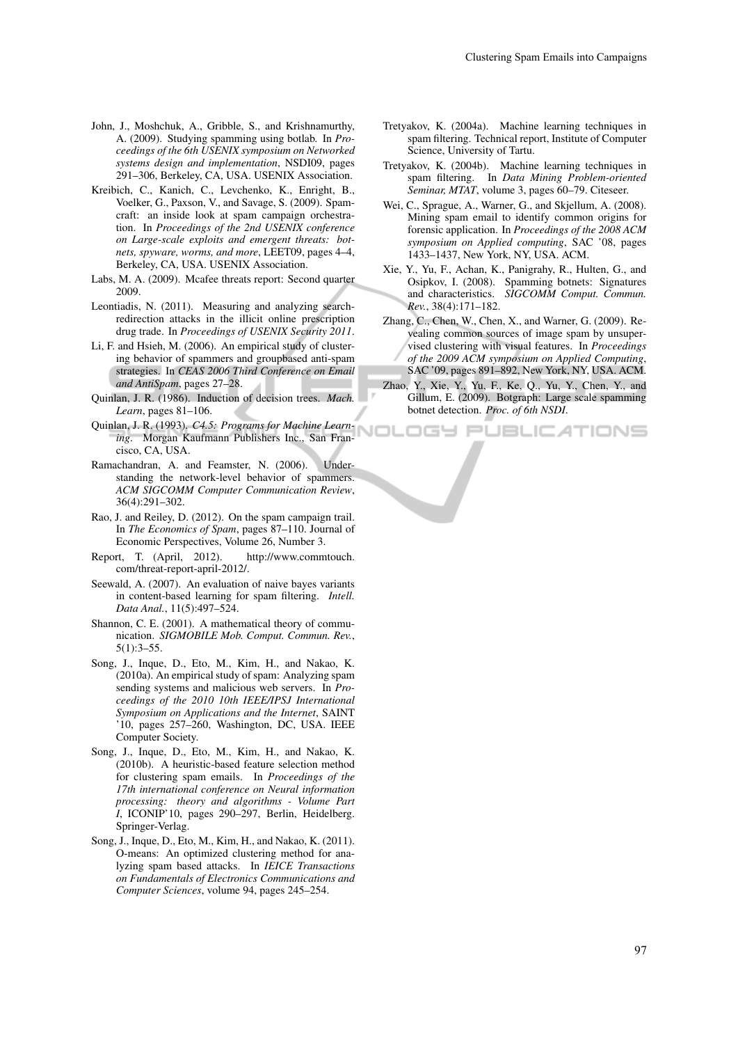John, J., Moshchuk, A., Gribble, S., and Krishnamurthy, A. (2009). Studying spamming using botlab. In *Proceedings of the 6th USENIX symposium on Networked systems design and implementation*, NSDI09, pages 291–306, Berkeley, CA, USA. USENIX Association.

Kreibich, C., Kanich, C., Levchenko, K., Enright, B., Voelker, G., Paxson, V., and Savage, S. (2009). Spamcraft: an inside look at spam campaign orchestration. In *Proceedings of the 2nd USENIX conference on Large-scale exploits and emergent threats: botnets, spyware, worms, and more*, LEET09, pages 4–4, Berkeley, CA, USA. USENIX Association.

Labs, M. A. (2009). Mcafee threats report: Second quarter 2009.

Leontiadis, N. (2011). Measuring and analyzing search-redirection attacks in the illicit online prescription drug trade. In *Proceedings of USENIX Security 2011*.

Li, F. and Hsieh, M. (2006). An empirical study of clustering behavior of spammers and groupbased anti-spam strategies. In *CEAS 2006 Third Conference on Email and AntiSpam*, pages 27–28.

Quinlan, J. R. (1986). Induction of decision trees. *Mach. Learn*, pages 81–106.

Quinlan, J. R. (1993). *C4.5: Programs for Machine Learning*. Morgan Kaufmann Publishers Inc., San Francisco, CA, USA.

Ramachandran, A. and Feamster, N. (2006). Understanding the network-level behavior of spammers. *ACM SIGCOMM Computer Communication Review*, 36(4):291–302.

Rao, J. and Reiley, D. (2012). On the spam campaign trail. In *The Economics of Spam*, pages 87–110. Journal of Economic Perspectives, Volume 26, Number 3.

Report, T. (April, 2012). http://www.commtouch.com/threat-report-april-2012/.

Seewald, A. (2007). An evaluation of naive bayes variants in content-based learning for spam filtering. *Intell. Data Anal.*, 11(5):497–524.

Shannon, C. E. (2001). A mathematical theory of communication. *SIGMOBILE Mob. Comput. Commun. Rev.*, 5(1):3–55.

Song, J., Inque, D., Eto, M., Kim, H., and Nakao, K. (2010a). An empirical study of spam: Analyzing spam sending systems and malicious web servers. In *Proceedings of the 2010 10th IEEE/IPSJ International Symposium on Applications and the Internet*, SAINT '10, pages 257–260, Washington, DC, USA. IEEE Computer Society.

Song, J., Inque, D., Eto, M., Kim, H., and Nakao, K. (2010b). A heuristic-based feature selection method for clustering spam emails. In *Proceedings of the 17th international conference on Neural information processing: theory and algorithms - Volume Part I*, ICONIP'10, pages 290–297, Berlin, Heidelberg. Springer-Verlag.

Song, J., Inque, D., Eto, M., Kim, H., and Nakao, K. (2011). O-means: An optimized clustering method for analyzing spam based attacks. In *IEICE Transactions on Fundamentals of Electronics Communications and Computer Sciences*, volume 94, pages 245–254.

Tretyakov, K. (2004a). Machine learning techniques in spam filtering. Technical report, Institute of Computer Science, University of Tartu.

Tretyakov, K. (2004b). Machine learning techniques in spam filtering. In *Data Mining Problem-oriented Seminar, MTAT*, volume 3, pages 60–79. Citeseer.

Wei, C., Sprague, A., Warner, G., and Skjellum, A. (2008). Mining spam email to identify common origins for forensic application. In *Proceedings of the 2008 ACM symposium on Applied computing*, SAC '08, pages 1433–1437, New York, NY, USA. ACM.

Xie, Y., Yu, F., Achan, K., Panigrahy, R., Hulten, G., and Osipkov, I. (2008). Spamming botnets: Signatures and characteristics. *SIGCOMM Comput. Commun. Rev.*, 38(4):171–182.

Zhang, C., Chen, W., Chen, X., and Warner, G. (2009). Revealing common sources of image spam by unsupervised clustering with visual features. In *Proceedings of the 2009 ACM symposium on Applied Computing*, SAC '09, pages 891–892, New York, NY, USA. ACM.

Zhao, Y., Xie, Y., Yu, F., Ke, Q., Yu, Y., Chen, Y., and Gillum, E. (2009). Botgraph: Large scale spamming botnet detection. *Proc. of 6th NSDI*.